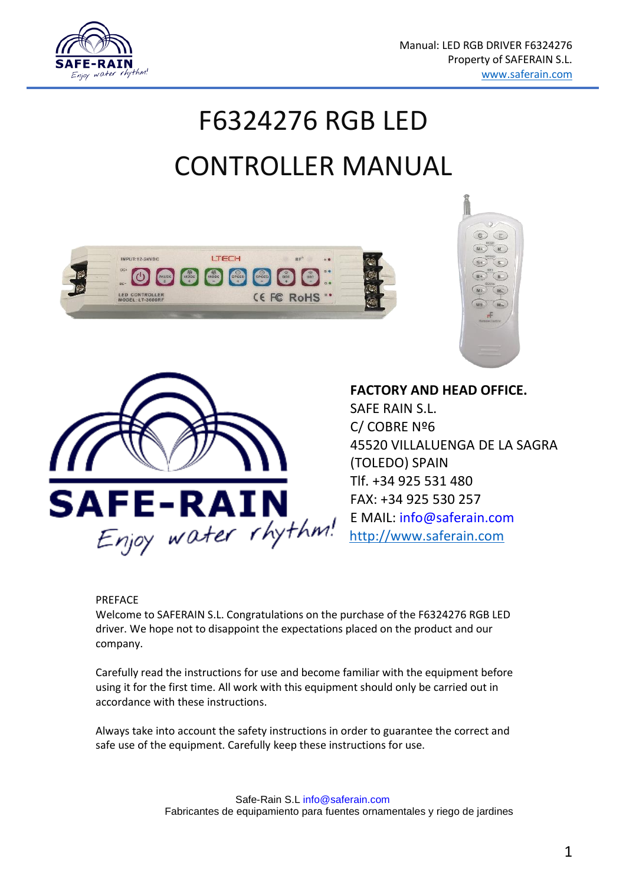# F6324276 RGB LED CONTROLLER MANUAL

**FACTORY AND HEAD OFFICE.**
SAFE RAIN S.L.
C/ COBRE Nº6
45520 VILLALUENGA DE LA SAGRA
(TOLEDO) SPAIN
Tlf. +34 925 531 480
FAX: +34 925 530 257
E MAIL: info@saferain.com
http://www.saferain.com

PREFACE

Welcome to SAFERAIN S.L. Congratulations on the purchase of the F6324276 RGB LED driver. We hope not to disappoint the expectations placed on the product and our company.

Carefully read the instructions for use and become familiar with the equipment before using it for the first time. All work with this equipment should only be carried out in accordance with these instructions.

Always take into account the safety instructions in order to guarantee the correct and safe use of the equipment. Carefully keep these instructions for use.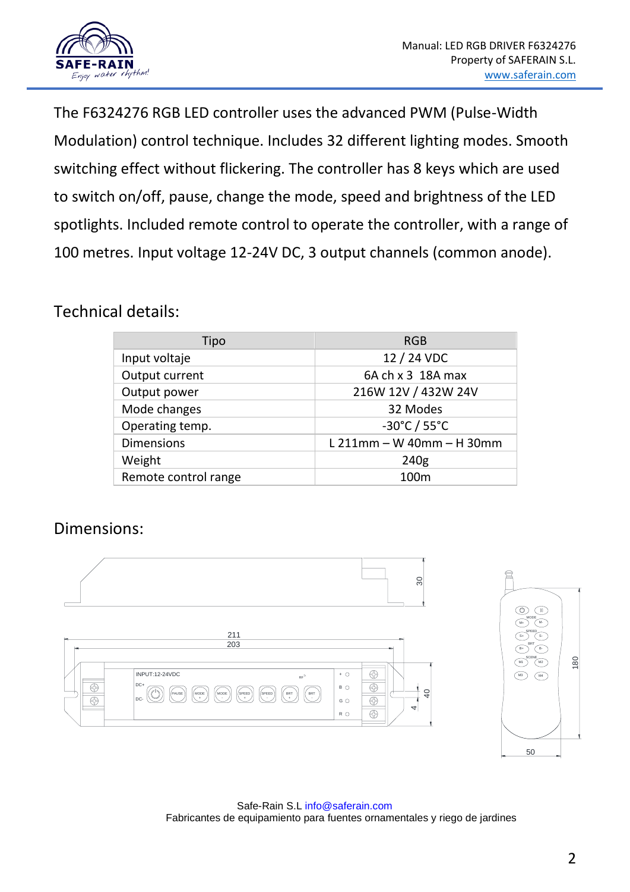The F6324276 RGB LED controller uses the advanced PWM (Pulse-Width Modulation) control technique. Includes 32 different lighting modes. Smooth switching effect without flickering. The controller has 8 keys which are used to switch on/off, pause, change the mode, speed and brightness of the LED spotlights. Included remote control to operate the controller, with a range of 100 metres. Input voltage 12-24V DC, 3 output channels (common anode).

## Technical details:

| Tipo | RGB |
|---|---|
| Input voltaje | 12 / 24 VDC |
| Output current | 6A ch x 3 18A max |
| Output power | 216W 12V / 432W 24V |
| Mode changes | 32 Modes |
| Operating temp. | -30°C / 55°C |
| Dimensions | L 211mm – W 40mm – H 30mm |
| Weight | 240g |
| Remote control range | 100m |

## Dimensions:

Safe-Rain S.L info@saferain.com
Fabricantes de equipamiento para fuentes ornamentales y riego de jardines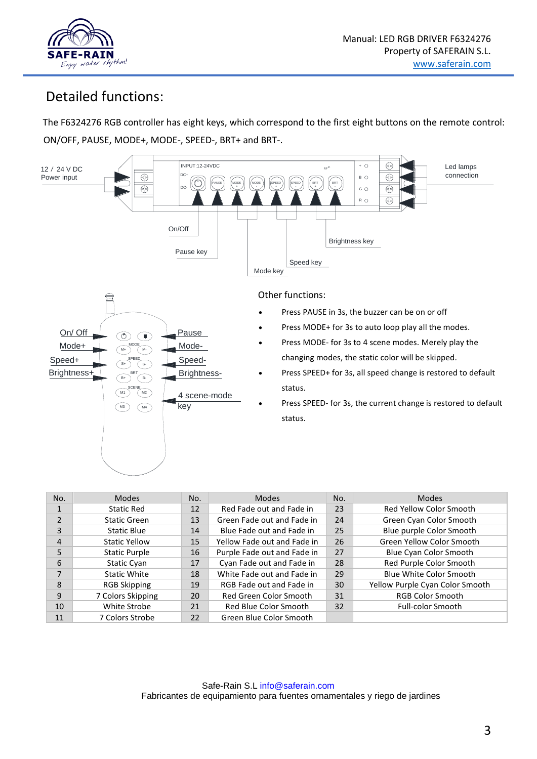## Detailed functions:

The F6324276 RGB controller has eight keys, which correspond to the first eight buttons on the remote control: ON/OFF, PAUSE, MODE+, MODE-, SPEED-, BRT+ and BRT-.

12 / 24 V DC Power input

INPUT:12-24VDC

Led lamps connection

On/Off

Pause key

Mode key

Speed key

Brightness key

On/ Off

Mode+

Speed+

Brightness+

Pause

Mode-

Speed-

Brightness-

4 scene-mode key

### Other functions:

- Press PAUSE in 3s, the buzzer can be on or off
- Press MODE+ for 3s to auto loop play all the modes.
- Press MODE- for 3s to 4 scene modes. Merely play the changing modes, the static color will be skipped.
- Press SPEED+ for 3s, all speed change is restored to default status.
- Press SPEED- for 3s, the current change is restored to default status.

| No. | Modes | No. | Modes | No. | Modes |
|---|---|---|---|---|---|
| 1 | Static Red | 12 | Red Fade out and Fade in | 23 | Red Yellow Color Smooth |
| 2 | Static Green | 13 | Green Fade out and Fade in | 24 | Green Cyan Color Smooth |
| 3 | Static Blue | 14 | Blue Fade out and Fade in | 25 | Blue purple Color Smooth |
| 4 | Static Yellow | 15 | Yellow Fade out and Fade in | 26 | Green Yellow Color Smooth |
| 5 | Static Purple | 16 | Purple Fade out and Fade in | 27 | Blue Cyan Color Smooth |
| 6 | Static Cyan | 17 | Cyan Fade out and Fade in | 28 | Red Purple Color Smooth |
| 7 | Static White | 18 | White Fade out and Fade in | 29 | Blue White Color Smooth |
| 8 | RGB Skipping | 19 | RGB Fade out and Fade in | 30 | Yellow Purple Cyan Color Smooth |
| 9 | 7 Colors Skipping | 20 | Red Green Color Smooth | 31 | RGB Color Smooth |
| 10 | White Strobe | 21 | Red Blue Color Smooth | 32 | Full-color Smooth |
| 11 | 7 Colors Strobe | 22 | Green Blue Color Smooth | | |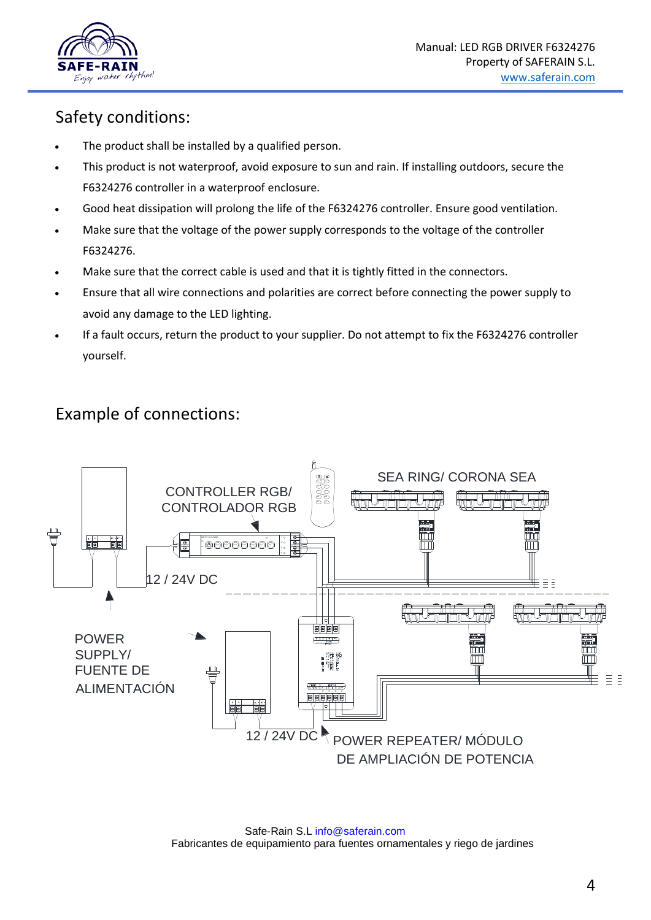## Safety conditions:

- The product shall be installed by a qualified person.
- This product is not waterproof, avoid exposure to sun and rain. If installing outdoors, secure the F6324276 controller in a waterproof enclosure.
- Good heat dissipation will prolong the life of the F6324276 controller. Ensure good ventilation.
- Make sure that the voltage of the power supply corresponds to the voltage of the controller F6324276.
- Make sure that the correct cable is used and that it is tightly fitted in the connectors.
- Ensure that all wire connections and polarities are correct before connecting the power supply to avoid any damage to the LED lighting.
- If a fault occurs, return the product to your supplier. Do not attempt to fix the F6324276 controller yourself.

## Example of connections:

CONTROLLER RGB/
CONTROLADOR RGB

SEA RING/ CORONA SEA

12 / 24V DC

POWER
SUPPLY/
FUENTE DE
ALIMENTACIÓN

12 / 24V DC

POWER REPEATER/ MÓDULO
DE AMPLIACIÓN DE POTENCIA

Safe-Rain S.L info@saferain.com
Fabricantes de equipamiento para fuentes ornamentales y riego de jardines